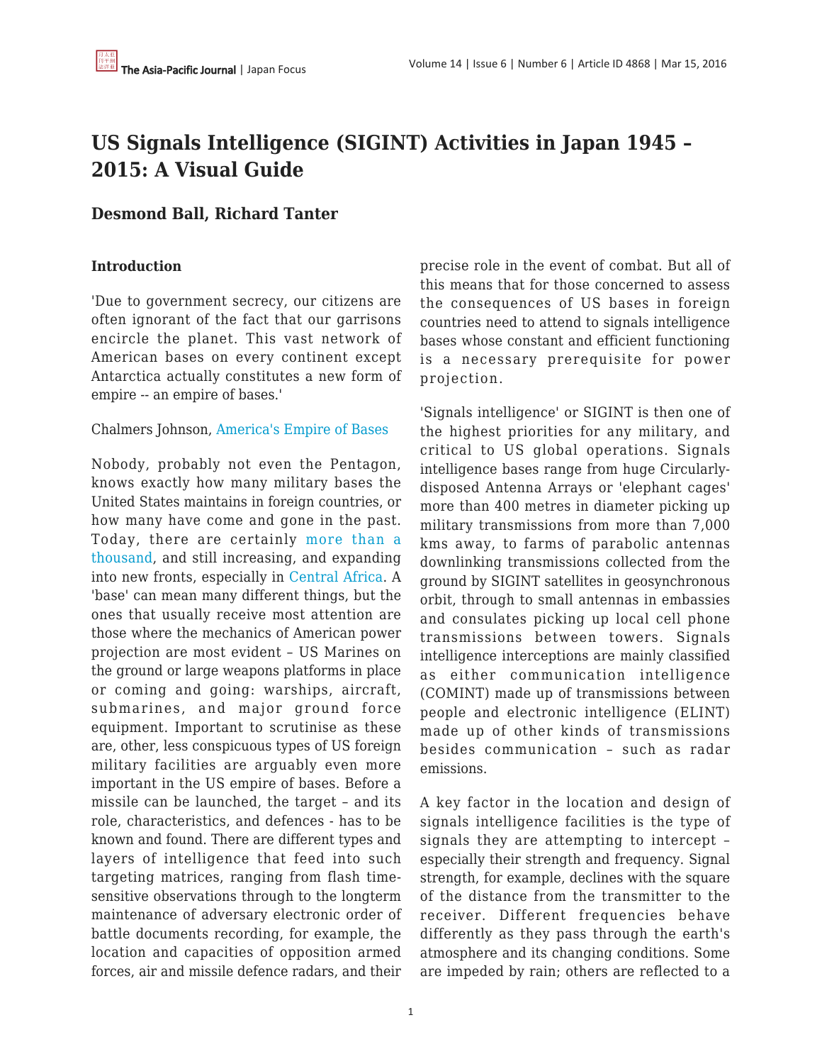# US Signals Intelligence (SIGINT) Activities in Japan 1945 – 2015: A Visual Guide

**Desmond Ball, Richard Tanter**

## Introduction

'Due to government secrecy, our citizens are often ignorant of the fact that our garrisons encircle the planet. This vast network of American bases on every continent except Antarctica actually constitutes a new form of empire -- an empire of bases.'

Chalmers Johnson, America's Empire of Bases

Nobody, probably not even the Pentagon, knows exactly how many military bases the United States maintains in foreign countries, or how many have come and gone in the past. Today, there are certainly more than a thousand, and still increasing, and expanding into new fronts, especially in Central Africa. A 'base' can mean many different things, but the ones that usually receive most attention are those where the mechanics of American power projection are most evident – US Marines on the ground or large weapons platforms in place or coming and going: warships, aircraft, submarines, and major ground force equipment. Important to scrutinise as these are, other, less conspicuous types of US foreign military facilities are arguably even more important in the US empire of bases. Before a missile can be launched, the target – and its role, characteristics, and defences - has to be known and found. There are different types and layers of intelligence that feed into such targeting matrices, ranging from flash time-sensitive observations through to the longterm maintenance of adversary electronic order of battle documents recording, for example, the location and capacities of opposition armed forces, air and missile defence radars, and their precise role in the event of combat. But all of this means that for those concerned to assess the consequences of US bases in foreign countries need to attend to signals intelligence bases whose constant and efficient functioning is a necessary prerequisite for power projection.

'Signals intelligence' or SIGINT is then one of the highest priorities for any military, and critical to US global operations. Signals intelligence bases range from huge Circularly-disposed Antenna Arrays or 'elephant cages' more than 400 metres in diameter picking up military transmissions from more than 7,000 kms away, to farms of parabolic antennas downlinking transmissions collected from the ground by SIGINT satellites in geosynchronous orbit, through to small antennas in embassies and consulates picking up local cell phone transmissions between towers. Signals intelligence interceptions are mainly classified as either communication intelligence (COMINT) made up of transmissions between people and electronic intelligence (ELINT) made up of other kinds of transmissions besides communication – such as radar emissions.

A key factor in the location and design of signals intelligence facilities is the type of signals they are attempting to intercept – especially their strength and frequency. Signal strength, for example, declines with the square of the distance from the transmitter to the receiver. Different frequencies behave differently as they pass through the earth's atmosphere and its changing conditions. Some are impeded by rain; others are reflected to a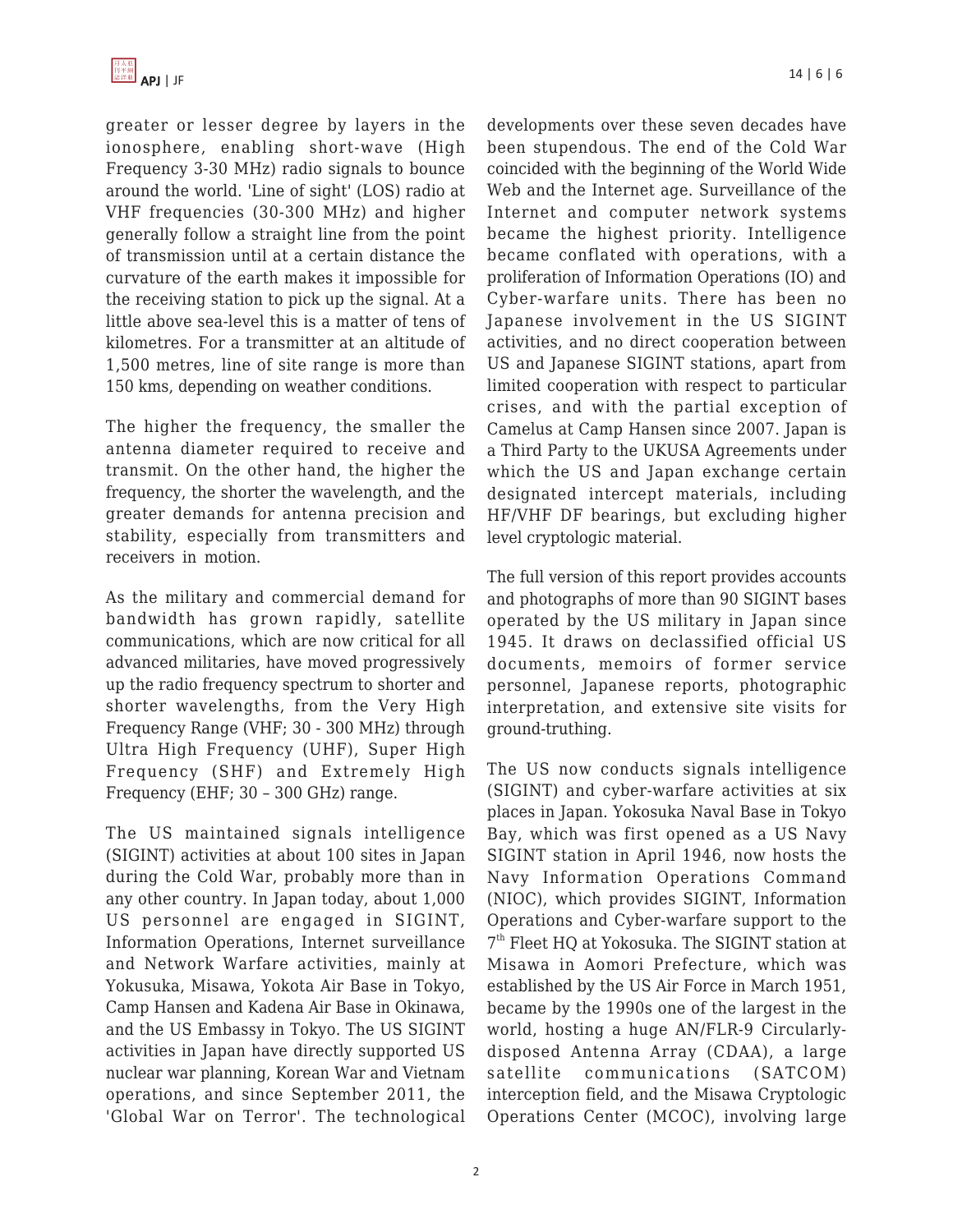greater or lesser degree by layers in the ionosphere, enabling short-wave (High Frequency 3-30 MHz) radio signals to bounce around the world. 'Line of sight' (LOS) radio at VHF frequencies (30-300 MHz) and higher generally follow a straight line from the point of transmission until at a certain distance the curvature of the earth makes it impossible for the receiving station to pick up the signal. At a little above sea-level this is a matter of tens of kilometres. For a transmitter at an altitude of 1,500 metres, line of site range is more than 150 kms, depending on weather conditions.

The higher the frequency, the smaller the antenna diameter required to receive and transmit. On the other hand, the higher the frequency, the shorter the wavelength, and the greater demands for antenna precision and stability, especially from transmitters and receivers in motion.

As the military and commercial demand for bandwidth has grown rapidly, satellite communications, which are now critical for all advanced militaries, have moved progressively up the radio frequency spectrum to shorter and shorter wavelengths, from the Very High Frequency Range (VHF; 30 - 300 MHz) through Ultra High Frequency (UHF), Super High Frequency (SHF) and Extremely High Frequency (EHF; 30 – 300 GHz) range.

The US maintained signals intelligence (SIGINT) activities at about 100 sites in Japan during the Cold War, probably more than in any other country. In Japan today, about 1,000 US personnel are engaged in SIGINT, Information Operations, Internet surveillance and Network Warfare activities, mainly at Yokusuka, Misawa, Yokota Air Base in Tokyo, Camp Hansen and Kadena Air Base in Okinawa, and the US Embassy in Tokyo. The US SIGINT activities in Japan have directly supported US nuclear war planning, Korean War and Vietnam operations, and since September 2011, the 'Global War on Terror'. The technological developments over these seven decades have been stupendous. The end of the Cold War coincided with the beginning of the World Wide Web and the Internet age. Surveillance of the Internet and computer network systems became the highest priority. Intelligence became conflated with operations, with a proliferation of Information Operations (IO) and Cyber-warfare units. There has been no Japanese involvement in the US SIGINT activities, and no direct cooperation between US and Japanese SIGINT stations, apart from limited cooperation with respect to particular crises, and with the partial exception of Camelus at Camp Hansen since 2007. Japan is a Third Party to the UKUSA Agreements under which the US and Japan exchange certain designated intercept materials, including HF/VHF DF bearings, but excluding higher level cryptologic material.

The full version of this report provides accounts and photographs of more than 90 SIGINT bases operated by the US military in Japan since 1945. It draws on declassified official US documents, memoirs of former service personnel, Japanese reports, photographic interpretation, and extensive site visits for ground-truthing.

The US now conducts signals intelligence (SIGINT) and cyber-warfare activities at six places in Japan. Yokosuka Naval Base in Tokyo Bay, which was first opened as a US Navy SIGINT station in April 1946, now hosts the Navy Information Operations Command (NIOC), which provides SIGINT, Information Operations and Cyber-warfare support to the 7th Fleet HQ at Yokosuka. The SIGINT station at Misawa in Aomori Prefecture, which was established by the US Air Force in March 1951, became by the 1990s one of the largest in the world, hosting a huge AN/FLR-9 Circularly-disposed Antenna Array (CDAA), a large satellite communications (SATCOM) interception field, and the Misawa Cryptologic Operations Center (MCOC), involving large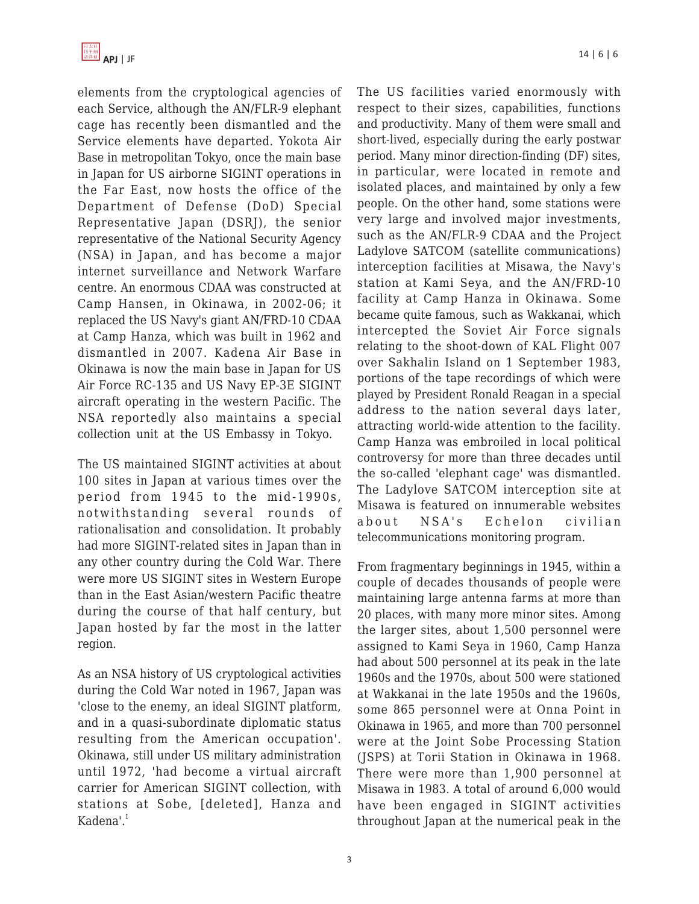elements from the cryptological agencies of each Service, although the AN/FLR-9 elephant cage has recently been dismantled and the Service elements have departed. Yokota Air Base in metropolitan Tokyo, once the main base in Japan for US airborne SIGINT operations in the Far East, now hosts the office of the Department of Defense (DoD) Special Representative Japan (DSRJ), the senior representative of the National Security Agency (NSA) in Japan, and has become a major internet surveillance and Network Warfare centre. An enormous CDAA was constructed at Camp Hansen, in Okinawa, in 2002-06; it replaced the US Navy's giant AN/FRD-10 CDAA at Camp Hanza, which was built in 1962 and dismantled in 2007. Kadena Air Base in Okinawa is now the main base in Japan for US Air Force RC-135 and US Navy EP-3E SIGINT aircraft operating in the western Pacific. The NSA reportedly also maintains a special collection unit at the US Embassy in Tokyo.

The US maintained SIGINT activities at about 100 sites in Japan at various times over the period from 1945 to the mid-1990s, notwithstanding several rounds of rationalisation and consolidation. It probably had more SIGINT-related sites in Japan than in any other country during the Cold War. There were more US SIGINT sites in Western Europe than in the East Asian/western Pacific theatre during the course of that half century, but Japan hosted by far the most in the latter region.

As an NSA history of US cryptological activities during the Cold War noted in 1967, Japan was 'close to the enemy, an ideal SIGINT platform, and in a quasi-subordinate diplomatic status resulting from the American occupation'. Okinawa, still under US military administration until 1972, 'had become a virtual aircraft carrier for American SIGINT collection, with stations at Sobe, [deleted], Hanza and Kadena'.[1]

The US facilities varied enormously with respect to their sizes, capabilities, functions and productivity. Many of them were small and short-lived, especially during the early postwar period. Many minor direction-finding (DF) sites, in particular, were located in remote and isolated places, and maintained by only a few people. On the other hand, some stations were very large and involved major investments, such as the AN/FLR-9 CDAA and the Project Ladylove SATCOM (satellite communications) interception facilities at Misawa, the Navy's station at Kami Seya, and the AN/FRD-10 facility at Camp Hanza in Okinawa. Some became quite famous, such as Wakkanai, which intercepted the Soviet Air Force signals relating to the shoot-down of KAL Flight 007 over Sakhalin Island on 1 September 1983, portions of the tape recordings of which were played by President Ronald Reagan in a special address to the nation several days later, attracting world-wide attention to the facility. Camp Hanza was embroiled in local political controversy for more than three decades until the so-called 'elephant cage' was dismantled. The Ladylove SATCOM interception site at Misawa is featured on innumerable websites about NSA's Echelon civilian telecommunications monitoring program.

From fragmentary beginnings in 1945, within a couple of decades thousands of people were maintaining large antenna farms at more than 20 places, with many more minor sites. Among the larger sites, about 1,500 personnel were assigned to Kami Seya in 1960, Camp Hanza had about 500 personnel at its peak in the late 1960s and the 1970s, about 500 were stationed at Wakkanai in the late 1950s and the 1960s, some 865 personnel were at Onna Point in Okinawa in 1965, and more than 700 personnel were at the Joint Sobe Processing Station (JSPS) at Torii Station in Okinawa in 1968. There were more than 1,900 personnel at Misawa in 1983. A total of around 6,000 would have been engaged in SIGINT activities throughout Japan at the numerical peak in the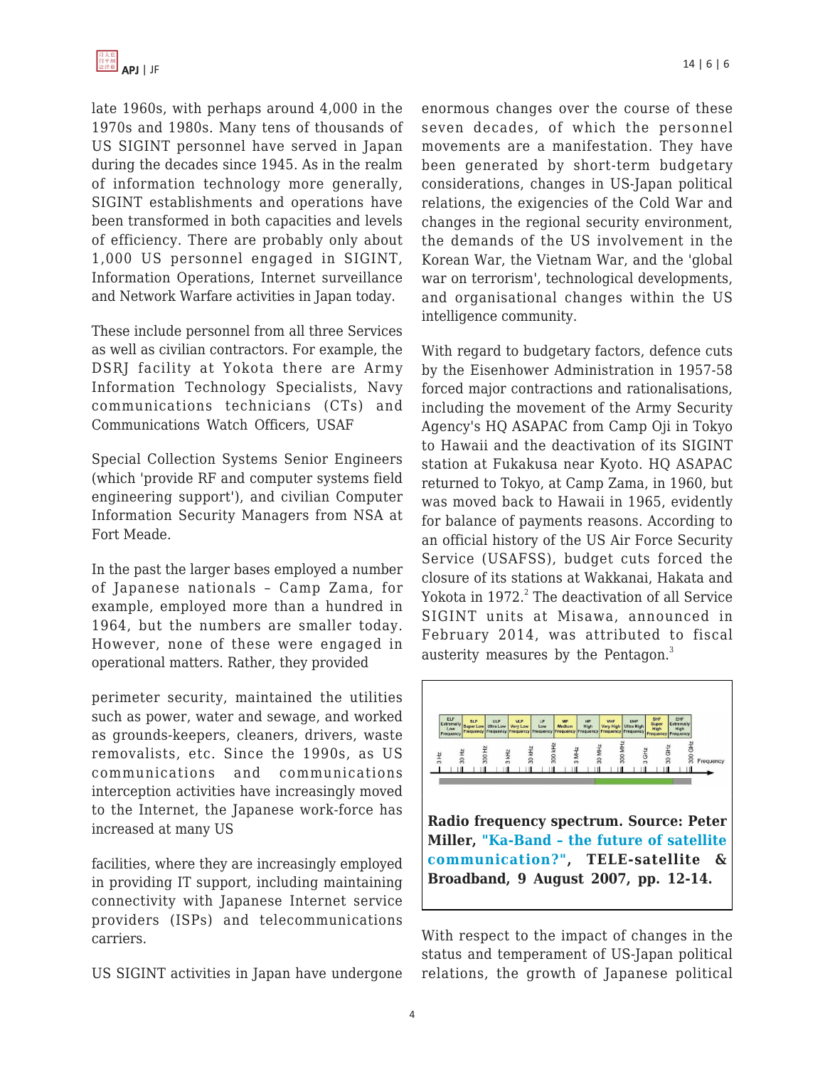late 1960s, with perhaps around 4,000 in the 1970s and 1980s. Many tens of thousands of US SIGINT personnel have served in Japan during the decades since 1945. As in the realm of information technology more generally, SIGINT establishments and operations have been transformed in both capacities and levels of efficiency. There are probably only about 1,000 US personnel engaged in SIGINT, Information Operations, Internet surveillance and Network Warfare activities in Japan today.

These include personnel from all three Services as well as civilian contractors. For example, the DSRJ facility at Yokota there are Army Information Technology Specialists, Navy communications technicians (CTs) and Communications Watch Officers, USAF

Special Collection Systems Senior Engineers (which 'provide RF and computer systems field engineering support'), and civilian Computer Information Security Managers from NSA at Fort Meade.

In the past the larger bases employed a number of Japanese nationals – Camp Zama, for example, employed more than a hundred in 1964, but the numbers are smaller today. However, none of these were engaged in operational matters. Rather, they provided

perimeter security, maintained the utilities such as power, water and sewage, and worked as grounds-keepers, cleaners, drivers, waste removalists, etc. Since the 1990s, as US communications and communications interception activities have increasingly moved to the Internet, the Japanese work-force has increased at many US

facilities, where they are increasingly employed in providing IT support, including maintaining connectivity with Japanese Internet service providers (ISPs) and telecommunications carriers.

US SIGINT activities in Japan have undergone enormous changes over the course of these seven decades, of which the personnel movements are a manifestation. They have been generated by short-term budgetary considerations, changes in US-Japan political relations, the exigencies of the Cold War and changes in the regional security environment, the demands of the US involvement in the Korean War, the Vietnam War, and the 'global war on terrorism', technological developments, and organisational changes within the US intelligence community.

With regard to budgetary factors, defence cuts by the Eisenhower Administration in 1957-58 forced major contractions and rationalisations, including the movement of the Army Security Agency's HQ ASAPAC from Camp Oji in Tokyo to Hawaii and the deactivation of its SIGINT station at Fukakusa near Kyoto. HQ ASAPAC returned to Tokyo, at Camp Zama, in 1960, but was moved back to Hawaii in 1965, evidently for balance of payments reasons. According to an official history of the US Air Force Security Service (USAFSS), budget cuts forced the closure of its stations at Wakkanai, Hakata and Yokota in 1972.[2] The deactivation of all Service SIGINT units at Misawa, announced in February 2014, was attributed to fiscal austerity measures by the Pentagon.[3]

**Radio frequency spectrum. Source: Peter Miller, "Ka-Band – the future of satellite communication?", TELE-satellite & Broadband, 9 August 2007, pp. 12-14.**

With respect to the impact of changes in the status and temperament of US-Japan political relations, the growth of Japanese political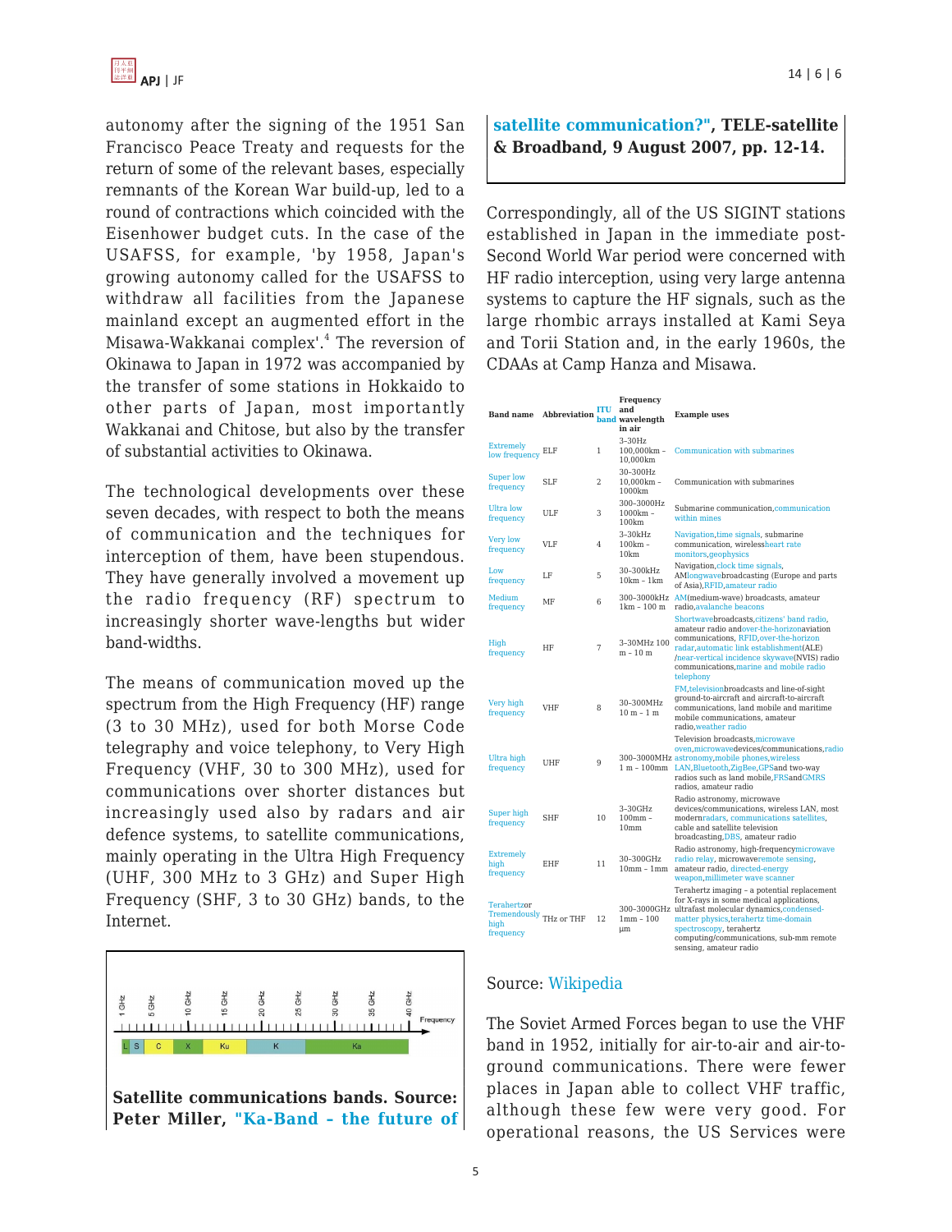autonomy after the signing of the 1951 San Francisco Peace Treaty and requests for the return of some of the relevant bases, especially remnants of the Korean War build-up, led to a round of contractions which coincided with the Eisenhower budget cuts. In the case of the USAFSS, for example, 'by 1958, Japan's growing autonomy called for the USAFSS to withdraw all facilities from the Japanese mainland except an augmented effort in the Misawa-Wakkanai complex'.[4] The reversion of Okinawa to Japan in 1972 was accompanied by the transfer of some stations in Hokkaido to other parts of Japan, most importantly Wakkanai and Chitose, but also by the transfer of substantial activities to Okinawa.

The technological developments over these seven decades, with respect to both the means of communication and the techniques for interception of them, have been stupendous. They have generally involved a movement up the radio frequency (RF) spectrum to increasingly shorter wave-lengths but wider band-widths.

The means of communication moved up the spectrum from the High Frequency (HF) range (3 to 30 MHz), used for both Morse Code telegraphy and voice telephony, to Very High Frequency (VHF, 30 to 300 MHz), used for communications over shorter distances but increasingly used also by radars and air defence systems, to satellite communications, mainly operating in the Ultra High Frequency (UHF, 300 MHz to 3 GHz) and Super High Frequency (SHF, 3 to 30 GHz) bands, to the Internet.

**Satellite communications bands. Source: Peter Miller, "Ka-Band – the future of satellite communication?", TELE-satellite & Broadband, 9 August 2007, pp. 12-14.**

Correspondingly, all of the US SIGINT stations established in Japan in the immediate post-Second World War period were concerned with HF radio interception, using very large antenna systems to capture the HF signals, such as the large rhombic arrays installed at Kami Seya and Torii Station and, in the early 1960s, the CDAAs at Camp Hanza and Misawa.

| Band name | Abbreviation | ITU band | Frequency and wavelength in air | Example uses |
|---|---|---|---|---|
| Extremely low frequency | ELF | 1 | 3–30Hz 100,000km – 10,000km | Communication with submarines |
| Super low frequency | SLF | 2 | 30–300Hz 10,000km – 1000km | Communication with submarines |
| Ultra low frequency | ULF | 3 | 300–3000Hz 1000km – 100km | Submarine communication, communication within mines |
| Very low frequency | VLF | 4 | 3–30kHz 100km – 10km | Navigation, time signals, submarine communication, wireless heart rate monitors, geophysics |
| Low frequency | LF | 5 | 30–300kHz 10km – 1km | Navigation, clock time signals, AM longwave broadcasting (Europe and parts of Asia), RFID, amateur radio |
| Medium frequency | MF | 6 | 300–3000kHz 1km – 100 m | AM (medium-wave) broadcasts, amateur radio, avalanche beacons |
| High frequency | HF | 7 | 3–30MHz 100 m – 10 m | Shortwave broadcasts, citizens' band radio, amateur radio and over-the-horizon aviation communications, RFID, over-the-horizon radar, automatic link establishment (ALE) /near-vertical incidence skywave (NVIS) radio communications, marine and mobile radio telephony |
| Very high frequency | VHF | 8 | 30–300MHz 10 m – 1 m | FM, television broadcasts and line-of-sight ground-to-aircraft and aircraft-to-aircraft communications, land mobile and maritime mobile communications, amateur radio, weather radio |
| Ultra high frequency | UHF | 9 | 300–3000MHz 1 m – 100mm | Television broadcasts, microwave oven, microwave devices/communications, radio astronomy, mobile phones, wireless LAN, Bluetooth, ZigBee, GPS and two-way radios such as land mobile, FRS and GMRS radios, amateur radio |
| Super high frequency | SHF | 10 | 3–30GHz 100mm – 10mm | Radio astronomy, microwave devices/communications, wireless LAN, most modern radars, communications satellites, cable and satellite television broadcasting, DBS, amateur radio |
| Extremely high frequency | EHF | 11 | 30–300GHz 10mm – 1mm | Radio astronomy, high-frequency microwave radio relay, microwave remote sensing, amateur radio, directed-energy weapon, millimeter wave scanner |
| Terahertz or Tremendously high frequency | THz or THF | 12 | 300–3000GHz 1mm – 100 µm | Terahertz imaging – a potential replacement for X-rays in some medical applications, ultrafast molecular dynamics, condensed-matter physics, terahertz time-domain spectroscopy, terahertz computing/communications, sub-mm remote sensing, amateur radio |

Source: Wikipedia

The Soviet Armed Forces began to use the VHF band in 1952, initially for air-to-air and air-to-ground communications. There were fewer places in Japan able to collect VHF traffic, although these few were very good. For operational reasons, the US Services were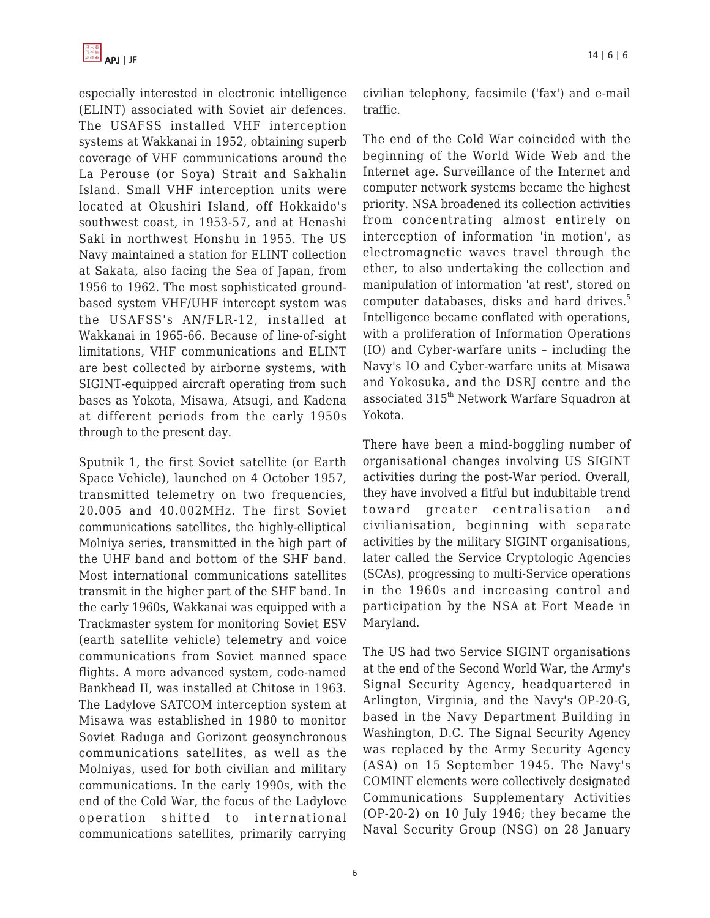especially interested in electronic intelligence (ELINT) associated with Soviet air defences. The USAFSS installed VHF interception systems at Wakkanai in 1952, obtaining superb coverage of VHF communications around the La Perouse (or Soya) Strait and Sakhalin Island. Small VHF interception units were located at Okushiri Island, off Hokkaido's southwest coast, in 1953-57, and at Henashi Saki in northwest Honshu in 1955. The US Navy maintained a station for ELINT collection at Sakata, also facing the Sea of Japan, from 1956 to 1962. The most sophisticated ground-based system VHF/UHF intercept system was the USAFSS's AN/FLR-12, installed at Wakkanai in 1965-66. Because of line-of-sight limitations, VHF communications and ELINT are best collected by airborne systems, with SIGINT-equipped aircraft operating from such bases as Yokota, Misawa, Atsugi, and Kadena at different periods from the early 1950s through to the present day.

Sputnik 1, the first Soviet satellite (or Earth Space Vehicle), launched on 4 October 1957, transmitted telemetry on two frequencies, 20.005 and 40.002MHz. The first Soviet communications satellites, the highly-elliptical Molniya series, transmitted in the high part of the UHF band and bottom of the SHF band. Most international communications satellites transmit in the higher part of the SHF band. In the early 1960s, Wakkanai was equipped with a Trackmaster system for monitoring Soviet ESV (earth satellite vehicle) telemetry and voice communications from Soviet manned space flights. A more advanced system, code-named Bankhead II, was installed at Chitose in 1963. The Ladylove SATCOM interception system at Misawa was established in 1980 to monitor Soviet Raduga and Gorizont geosynchronous communications satellites, as well as the Molniyas, used for both civilian and military communications. In the early 1990s, with the end of the Cold War, the focus of the Ladylove operation shifted to international communications satellites, primarily carrying civilian telephony, facsimile ('fax') and e-mail traffic.

The end of the Cold War coincided with the beginning of the World Wide Web and the Internet age. Surveillance of the Internet and computer network systems became the highest priority. NSA broadened its collection activities from concentrating almost entirely on interception of information 'in motion', as electromagnetic waves travel through the ether, to also undertaking the collection and manipulation of information 'at rest', stored on computer databases, disks and hard drives.[5] Intelligence became conflated with operations, with a proliferation of Information Operations (IO) and Cyber-warfare units – including the Navy's IO and Cyber-warfare units at Misawa and Yokosuka, and the DSRJ centre and the associated 315th Network Warfare Squadron at Yokota.

There have been a mind-boggling number of organisational changes involving US SIGINT activities during the post-War period. Overall, they have involved a fitful but indubitable trend toward greater centralisation and civilianisation, beginning with separate activities by the military SIGINT organisations, later called the Service Cryptologic Agencies (SCAs), progressing to multi-Service operations in the 1960s and increasing control and participation by the NSA at Fort Meade in Maryland.

The US had two Service SIGINT organisations at the end of the Second World War, the Army's Signal Security Agency, headquartered in Arlington, Virginia, and the Navy's OP-20-G, based in the Navy Department Building in Washington, D.C. The Signal Security Agency was replaced by the Army Security Agency (ASA) on 15 September 1945. The Navy's COMINT elements were collectively designated Communications Supplementary Activities (OP-20-2) on 10 July 1946; they became the Naval Security Group (NSG) on 28 January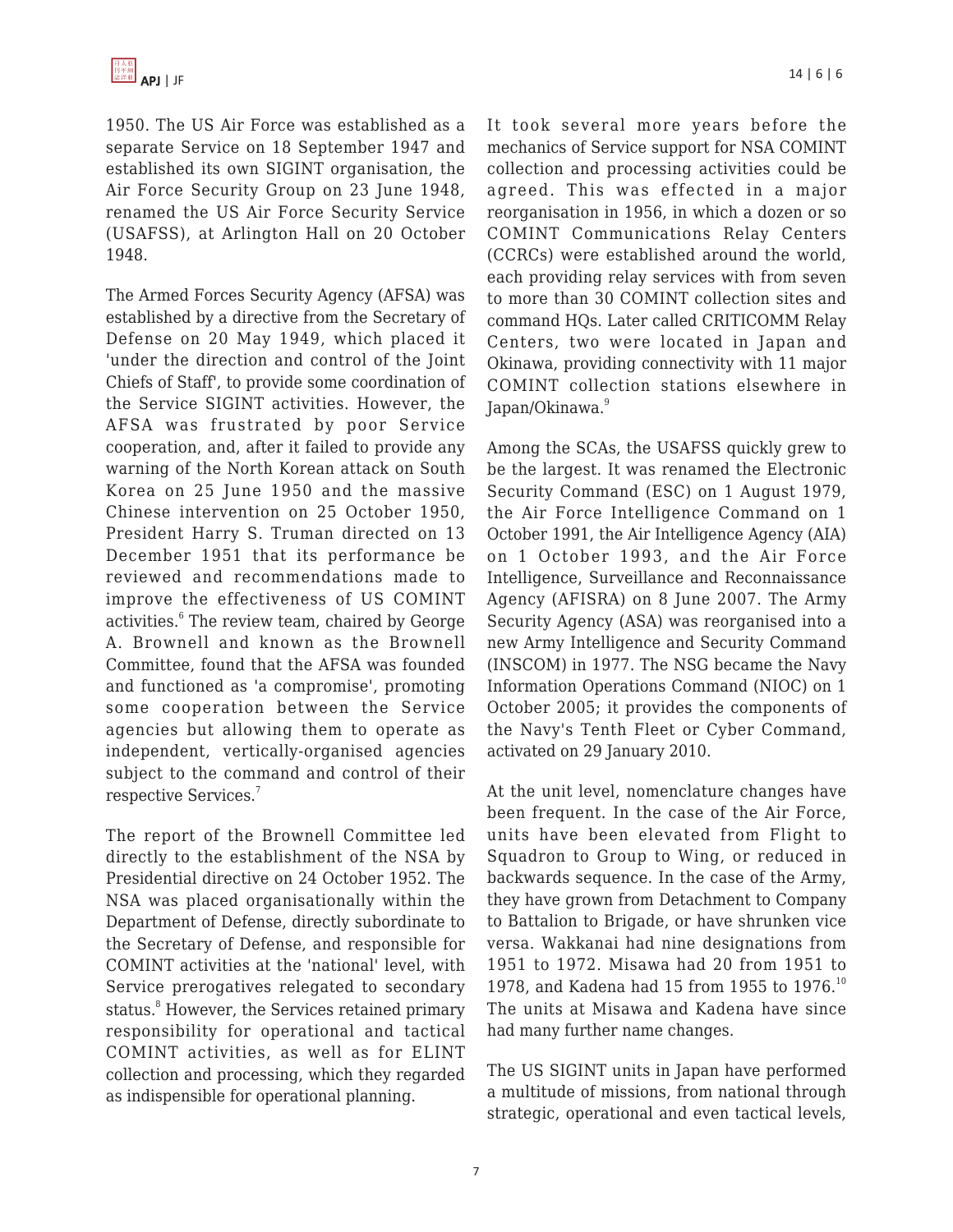1950. The US Air Force was established as a separate Service on 18 September 1947 and established its own SIGINT organisation, the Air Force Security Group on 23 June 1948, renamed the US Air Force Security Service (USAFSS), at Arlington Hall on 20 October 1948.

The Armed Forces Security Agency (AFSA) was established by a directive from the Secretary of Defense on 20 May 1949, which placed it 'under the direction and control of the Joint Chiefs of Staff', to provide some coordination of the Service SIGINT activities. However, the AFSA was frustrated by poor Service cooperation, and, after it failed to provide any warning of the North Korean attack on South Korea on 25 June 1950 and the massive Chinese intervention on 25 October 1950, President Harry S. Truman directed on 13 December 1951 that its performance be reviewed and recommendations made to improve the effectiveness of US COMINT activities.[6] The review team, chaired by George A. Brownell and known as the Brownell Committee, found that the AFSA was founded and functioned as 'a compromise', promoting some cooperation between the Service agencies but allowing them to operate as independent, vertically-organised agencies subject to the command and control of their respective Services.[7]

The report of the Brownell Committee led directly to the establishment of the NSA by Presidential directive on 24 October 1952. The NSA was placed organisationally within the Department of Defense, directly subordinate to the Secretary of Defense, and responsible for COMINT activities at the 'national' level, with Service prerogatives relegated to secondary status.[8] However, the Services retained primary responsibility for operational and tactical COMINT activities, as well as for ELINT collection and processing, which they regarded as indispensible for operational planning.

It took several more years before the mechanics of Service support for NSA COMINT collection and processing activities could be agreed. This was effected in a major reorganisation in 1956, in which a dozen or so COMINT Communications Relay Centers (CCRCs) were established around the world, each providing relay services with from seven to more than 30 COMINT collection sites and command HQs. Later called CRITICOMM Relay Centers, two were located in Japan and Okinawa, providing connectivity with 11 major COMINT collection stations elsewhere in Japan/Okinawa.[9]

Among the SCAs, the USAFSS quickly grew to be the largest. It was renamed the Electronic Security Command (ESC) on 1 August 1979, the Air Force Intelligence Command on 1 October 1991, the Air Intelligence Agency (AIA) on 1 October 1993, and the Air Force Intelligence, Surveillance and Reconnaissance Agency (AFISRA) on 8 June 2007. The Army Security Agency (ASA) was reorganised into a new Army Intelligence and Security Command (INSCOM) in 1977. The NSG became the Navy Information Operations Command (NIOC) on 1 October 2005; it provides the components of the Navy's Tenth Fleet or Cyber Command, activated on 29 January 2010.

At the unit level, nomenclature changes have been frequent. In the case of the Air Force, units have been elevated from Flight to Squadron to Group to Wing, or reduced in backwards sequence. In the case of the Army, they have grown from Detachment to Company to Battalion to Brigade, or have shrunken vice versa. Wakkanai had nine designations from 1951 to 1972. Misawa had 20 from 1951 to 1978, and Kadena had 15 from 1955 to 1976.[10] The units at Misawa and Kadena have since had many further name changes.

The US SIGINT units in Japan have performed a multitude of missions, from national through strategic, operational and even tactical levels,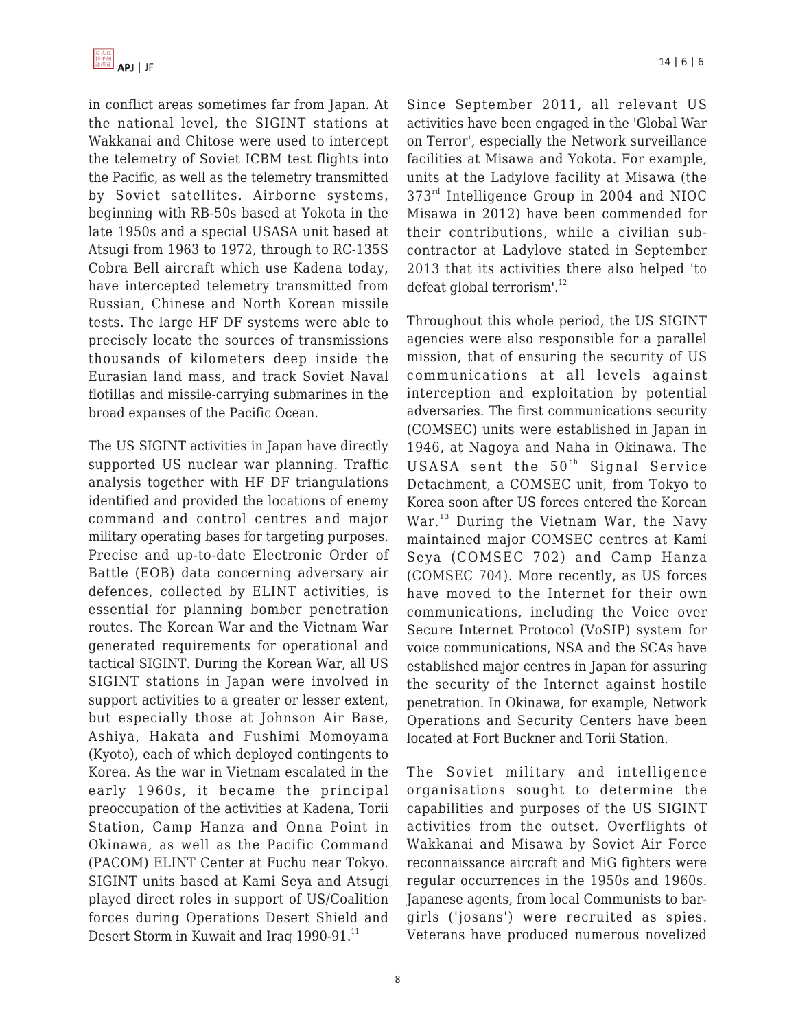in conflict areas sometimes far from Japan. At the national level, the SIGINT stations at Wakkanai and Chitose were used to intercept the telemetry of Soviet ICBM test flights into the Pacific, as well as the telemetry transmitted by Soviet satellites. Airborne systems, beginning with RB-50s based at Yokota in the late 1950s and a special USASA unit based at Atsugi from 1963 to 1972, through to RC-135S Cobra Bell aircraft which use Kadena today, have intercepted telemetry transmitted from Russian, Chinese and North Korean missile tests. The large HF DF systems were able to precisely locate the sources of transmissions thousands of kilometers deep inside the Eurasian land mass, and track Soviet Naval flotillas and missile-carrying submarines in the broad expanses of the Pacific Ocean.

The US SIGINT activities in Japan have directly supported US nuclear war planning. Traffic analysis together with HF DF triangulations identified and provided the locations of enemy command and control centres and major military operating bases for targeting purposes. Precise and up-to-date Electronic Order of Battle (EOB) data concerning adversary air defences, collected by ELINT activities, is essential for planning bomber penetration routes. The Korean War and the Vietnam War generated requirements for operational and tactical SIGINT. During the Korean War, all US SIGINT stations in Japan were involved in support activities to a greater or lesser extent, but especially those at Johnson Air Base, Ashiya, Hakata and Fushimi Momoyama (Kyoto), each of which deployed contingents to Korea. As the war in Vietnam escalated in the early 1960s, it became the principal preoccupation of the activities at Kadena, Torii Station, Camp Hanza and Onna Point in Okinawa, as well as the Pacific Command (PACOM) ELINT Center at Fuchu near Tokyo. SIGINT units based at Kami Seya and Atsugi played direct roles in support of US/Coalition forces during Operations Desert Shield and Desert Storm in Kuwait and Iraq 1990-91.[11]

Since September 2011, all relevant US activities have been engaged in the 'Global War on Terror', especially the Network surveillance facilities at Misawa and Yokota. For example, units at the Ladylove facility at Misawa (the 373rd Intelligence Group in 2004 and NIOC Misawa in 2012) have been commended for their contributions, while a civilian sub-contractor at Ladylove stated in September 2013 that its activities there also helped 'to defeat global terrorism'.[12]

Throughout this whole period, the US SIGINT agencies were also responsible for a parallel mission, that of ensuring the security of US communications at all levels against interception and exploitation by potential adversaries. The first communications security (COMSEC) units were established in Japan in 1946, at Nagoya and Naha in Okinawa. The USASA sent the 50th Signal Service Detachment, a COMSEC unit, from Tokyo to Korea soon after US forces entered the Korean War.[13] During the Vietnam War, the Navy maintained major COMSEC centres at Kami Seya (COMSEC 702) and Camp Hanza (COMSEC 704). More recently, as US forces have moved to the Internet for their own communications, including the Voice over Secure Internet Protocol (VoSIP) system for voice communications, NSA and the SCAs have established major centres in Japan for assuring the security of the Internet against hostile penetration. In Okinawa, for example, Network Operations and Security Centers have been located at Fort Buckner and Torii Station.

The Soviet military and intelligence organisations sought to determine the capabilities and purposes of the US SIGINT activities from the outset. Overflights of Wakkanai and Misawa by Soviet Air Force reconnaissance aircraft and MiG fighters were regular occurrences in the 1950s and 1960s. Japanese agents, from local Communists to bar-girls ('josans') were recruited as spies. Veterans have produced numerous novelized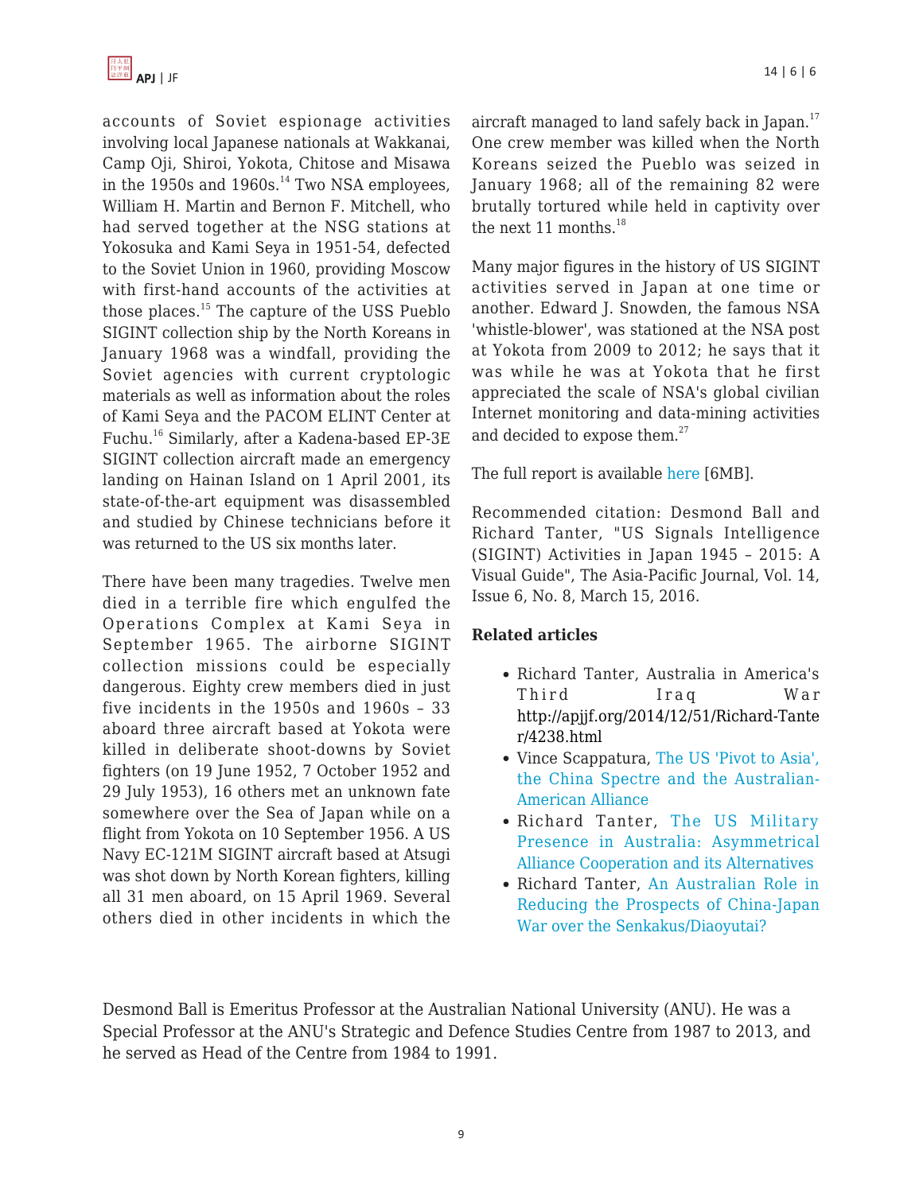accounts of Soviet espionage activities involving local Japanese nationals at Wakkanai, Camp Oji, Shiroi, Yokota, Chitose and Misawa in the 1950s and 1960s.[14] Two NSA employees, William H. Martin and Bernon F. Mitchell, who had served together at the NSG stations at Yokosuka and Kami Seya in 1951-54, defected to the Soviet Union in 1960, providing Moscow with first-hand accounts of the activities at those places.[15] The capture of the USS Pueblo SIGINT collection ship by the North Koreans in January 1968 was a windfall, providing the Soviet agencies with current cryptologic materials as well as information about the roles of Kami Seya and the PACOM ELINT Center at Fuchu.[16] Similarly, after a Kadena-based EP-3E SIGINT collection aircraft made an emergency landing on Hainan Island on 1 April 2001, its state-of-the-art equipment was disassembled and studied by Chinese technicians before it was returned to the US six months later.

There have been many tragedies. Twelve men died in a terrible fire which engulfed the Operations Complex at Kami Seya in September 1965. The airborne SIGINT collection missions could be especially dangerous. Eighty crew members died in just five incidents in the 1950s and 1960s – 33 aboard three aircraft based at Yokota were killed in deliberate shoot-downs by Soviet fighters (on 19 June 1952, 7 October 1952 and 29 July 1953), 16 others met an unknown fate somewhere over the Sea of Japan while on a flight from Yokota on 10 September 1956. A US Navy EC-121M SIGINT aircraft based at Atsugi was shot down by North Korean fighters, killing all 31 men aboard, on 15 April 1969. Several others died in other incidents in which the aircraft managed to land safely back in Japan.[17] One crew member was killed when the North Koreans seized the Pueblo was seized in January 1968; all of the remaining 82 were brutally tortured while held in captivity over the next 11 months.[18]

Many major figures in the history of US SIGINT activities served in Japan at one time or another. Edward J. Snowden, the famous NSA 'whistle-blower', was stationed at the NSA post at Yokota from 2009 to 2012; he says that it was while he was at Yokota that he first appreciated the scale of NSA's global civilian Internet monitoring and data-mining activities and decided to expose them.[27]

The full report is available here [6MB].

Recommended citation: Desmond Ball and Richard Tanter, "US Signals Intelligence (SIGINT) Activities in Japan 1945 – 2015: A Visual Guide", The Asia-Pacific Journal, Vol. 14, Issue 6, No. 8, March 15, 2016.

**Related articles**

- Richard Tanter, Australia in America's Third Iraq War http://apjjf.org/2014/12/51/Richard-Tanter/4238.html
- Vince Scappatura, The US 'Pivot to Asia', the China Spectre and the Australian-American Alliance
- Richard Tanter, The US Military Presence in Australia: Asymmetrical Alliance Cooperation and its Alternatives
- Richard Tanter, An Australian Role in Reducing the Prospects of China-Japan War over the Senkakus/Diaoyutai?

Desmond Ball is Emeritus Professor at the Australian National University (ANU). He was a Special Professor at the ANU's Strategic and Defence Studies Centre from 1987 to 2013, and he served as Head of the Centre from 1984 to 1991.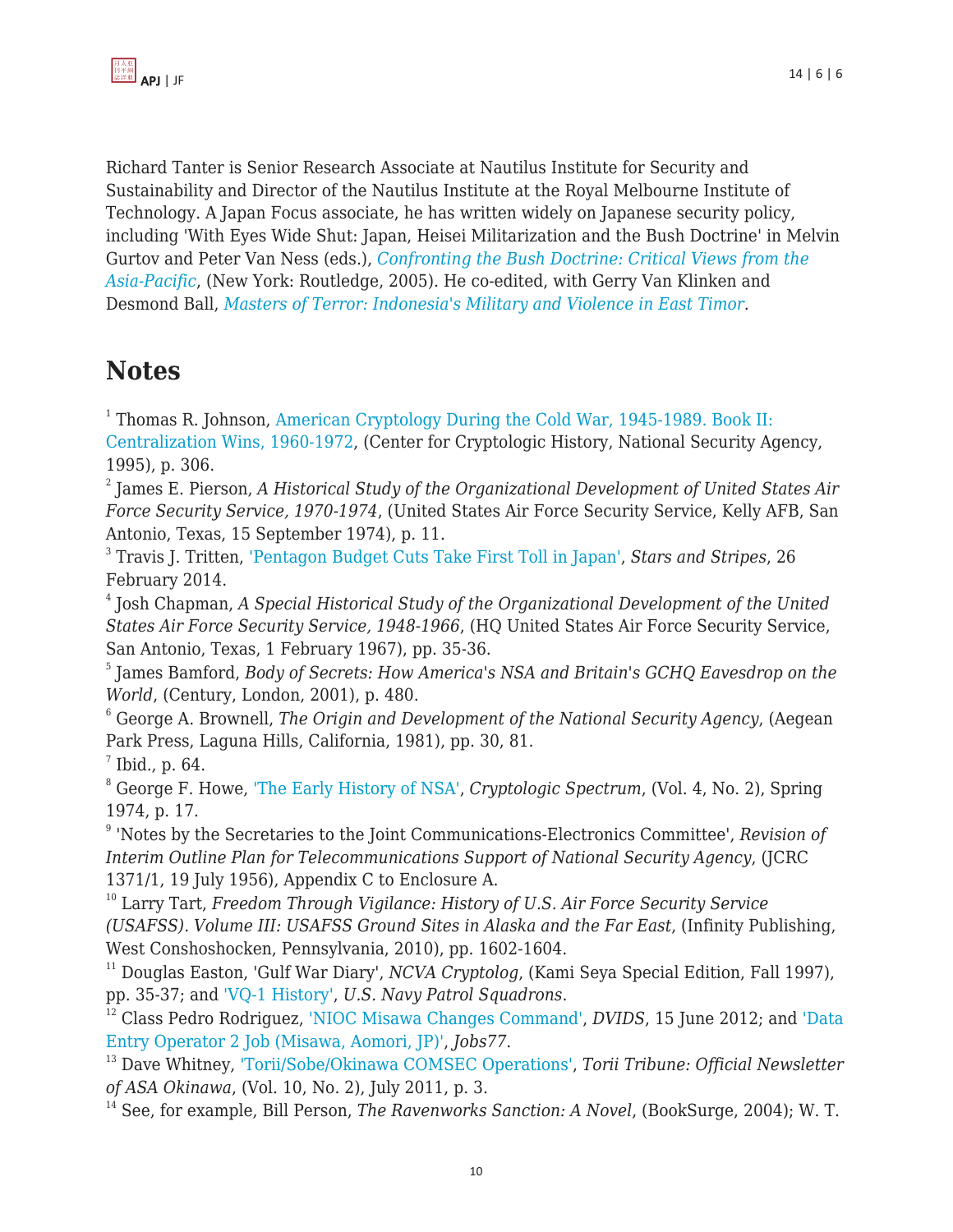Richard Tanter is Senior Research Associate at Nautilus Institute for Security and Sustainability and Director of the Nautilus Institute at the Royal Melbourne Institute of Technology. A Japan Focus associate, he has written widely on Japanese security policy, including 'With Eyes Wide Shut: Japan, Heisei Militarization and the Bush Doctrine' in Melvin Gurtov and Peter Van Ness (eds.), *Confronting the Bush Doctrine: Critical Views from the Asia-Pacific*, (New York: Routledge, 2005). He co-edited, with Gerry Van Klinken and Desmond Ball, *Masters of Terror: Indonesia's Military and Violence in East Timor*.

## Notes

[1] Thomas R. Johnson, American Cryptology During the Cold War, 1945-1989. Book II: Centralization Wins, 1960-1972, (Center for Cryptologic History, National Security Agency, 1995), p. 306.

[2] James E. Pierson, *A Historical Study of the Organizational Development of United States Air Force Security Service, 1970-1974*, (United States Air Force Security Service, Kelly AFB, San Antonio, Texas, 15 September 1974), p. 11.

[3] Travis J. Tritten, 'Pentagon Budget Cuts Take First Toll in Japan', *Stars and Stripes*, 26 February 2014.

[4] Josh Chapman, *A Special Historical Study of the Organizational Development of the United States Air Force Security Service, 1948-1966*, (HQ United States Air Force Security Service, San Antonio, Texas, 1 February 1967), pp. 35-36.

[5] James Bamford, *Body of Secrets: How America's NSA and Britain's GCHQ Eavesdrop on the World*, (Century, London, 2001), p. 480.

[6] George A. Brownell, *The Origin and Development of the National Security Agency*, (Aegean Park Press, Laguna Hills, California, 1981), pp. 30, 81.

[7] Ibid., p. 64.

[8] George F. Howe, 'The Early History of NSA', *Cryptologic Spectrum*, (Vol. 4, No. 2), Spring 1974, p. 17.

[9] 'Notes by the Secretaries to the Joint Communications-Electronics Committee', *Revision of Interim Outline Plan for Telecommunications Support of National Security Agency*, (JCRC 1371/1, 19 July 1956), Appendix C to Enclosure A.

[10] Larry Tart, *Freedom Through Vigilance: History of U.S. Air Force Security Service (USAFSS). Volume III: USAFSS Ground Sites in Alaska and the Far East*, (Infinity Publishing, West Conshoshocken, Pennsylvania, 2010), pp. 1602-1604.

[11] Douglas Easton, 'Gulf War Diary', *NCVA Cryptolog*, (Kami Seya Special Edition, Fall 1997), pp. 35-37; and 'VQ-1 History', *U.S. Navy Patrol Squadrons*.

[12] Class Pedro Rodriguez, 'NIOC Misawa Changes Command', *DVIDS*, 15 June 2012; and 'Data Entry Operator 2 Job (Misawa, Aomori, JP)', *Jobs77*.

[13] Dave Whitney, 'Torii/Sobe/Okinawa COMSEC Operations', *Torii Tribune: Official Newsletter of ASA Okinawa*, (Vol. 10, No. 2), July 2011, p. 3.

[14] See, for example, Bill Person, *The Ravenworks Sanction: A Novel*, (BookSurge, 2004); W. T.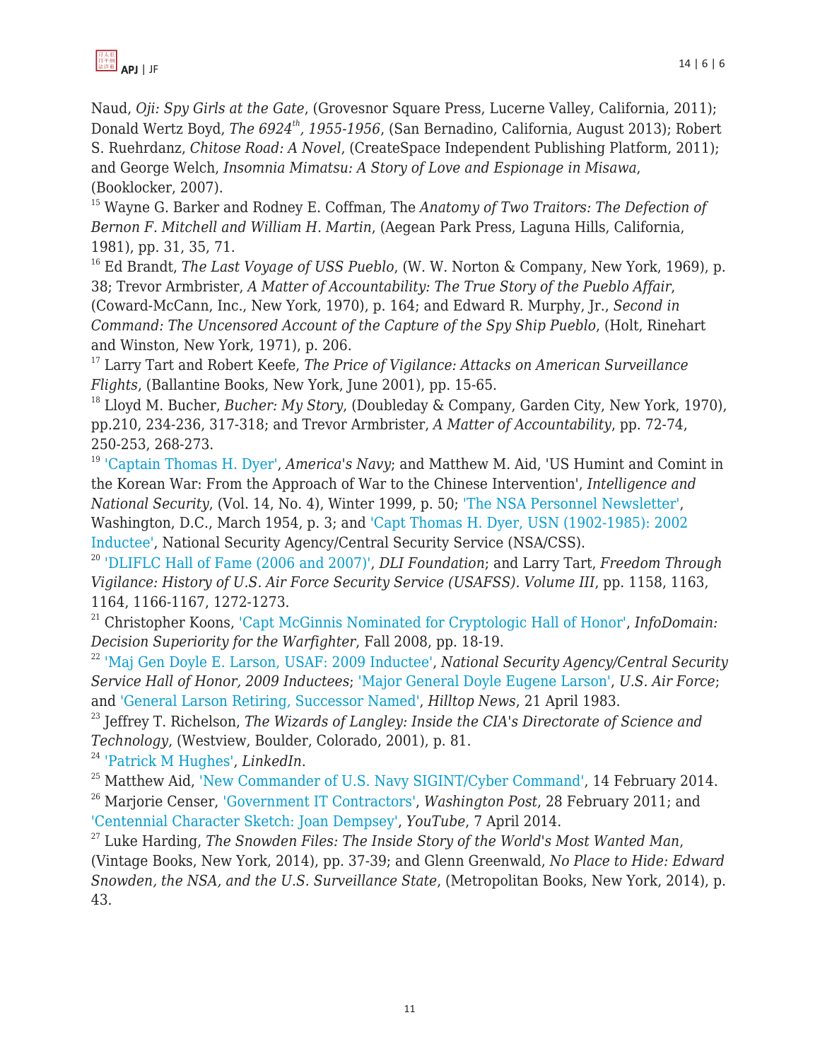Naud, *Oji: Spy Girls at the Gate*, (Grovesnor Square Press, Lucerne Valley, California, 2011); Donald Wertz Boyd, *The 6924$^{th}$, 1955-1956*, (San Bernadino, California, August 2013); Robert S. Ruehrdanz, *Chitose Road: A Novel*, (CreateSpace Independent Publishing Platform, 2011); and George Welch, *Insomnia Mimatsu: A Story of Love and Espionage in Misawa*, (Booklocker, 2007).

[15] Wayne G. Barker and Rodney E. Coffman, The *Anatomy of Two Traitors: The Defection of Bernon F. Mitchell and William H. Martin*, (Aegean Park Press, Laguna Hills, California, 1981), pp. 31, 35, 71.

[16] Ed Brandt, *The Last Voyage of USS Pueblo*, (W. W. Norton & Company, New York, 1969), p. 38; Trevor Armbrister, *A Matter of Accountability: The True Story of the Pueblo Affair*, (Coward-McCann, Inc., New York, 1970), p. 164; and Edward R. Murphy, Jr., *Second in Command: The Uncensored Account of the Capture of the Spy Ship Pueblo*, (Holt, Rinehart and Winston, New York, 1971), p. 206.

[17] Larry Tart and Robert Keefe, *The Price of Vigilance: Attacks on American Surveillance Flights*, (Ballantine Books, New York, June 2001), pp. 15-65.

[18] Lloyd M. Bucher, *Bucher: My Story*, (Doubleday & Company, Garden City, New York, 1970), pp.210, 234-236, 317-318; and Trevor Armbrister, *A Matter of Accountability*, pp. 72-74, 250-253, 268-273.

[19] 'Captain Thomas H. Dyer', *America's Navy*; and Matthew M. Aid, 'US Humint and Comint in the Korean War: From the Approach of War to the Chinese Intervention', *Intelligence and National Security*, (Vol. 14, No. 4), Winter 1999, p. 50; 'The NSA Personnel Newsletter', Washington, D.C., March 1954, p. 3; and 'Capt Thomas H. Dyer, USN (1902-1985): 2002 Inductee', National Security Agency/Central Security Service (NSA/CSS).

[20] 'DLIFLC Hall of Fame (2006 and 2007)', *DLI Foundation*; and Larry Tart, *Freedom Through Vigilance: History of U.S. Air Force Security Service (USAFSS). Volume III*, pp. 1158, 1163, 1164, 1166-1167, 1272-1273.

[21] Christopher Koons, 'Capt McGinnis Nominated for Cryptologic Hall of Honor', *InfoDomain: Decision Superiority for the Warfighter*, Fall 2008, pp. 18-19.

[22] 'Maj Gen Doyle E. Larson, USAF: 2009 Inductee', *National Security Agency/Central Security Service Hall of Honor, 2009 Inductees*; 'Major General Doyle Eugene Larson', *U.S. Air Force*; and 'General Larson Retiring, Successor Named', *Hilltop News*, 21 April 1983.

[23] Jeffrey T. Richelson, *The Wizards of Langley: Inside the CIA's Directorate of Science and Technology*, (Westview, Boulder, Colorado, 2001), p. 81.

[24] 'Patrick M Hughes', *LinkedIn*.

[25] Matthew Aid, 'New Commander of U.S. Navy SIGINT/Cyber Command', 14 February 2014.

[26] Marjorie Censer, 'Government IT Contractors', *Washington Post*, 28 February 2011; and 'Centennial Character Sketch: Joan Dempsey', *YouTube*, 7 April 2014.

[27] Luke Harding, *The Snowden Files: The Inside Story of the World's Most Wanted Man*, (Vintage Books, New York, 2014), pp. 37-39; and Glenn Greenwald, *No Place to Hide: Edward Snowden, the NSA, and the U.S. Surveillance State*, (Metropolitan Books, New York, 2014), p. 43.